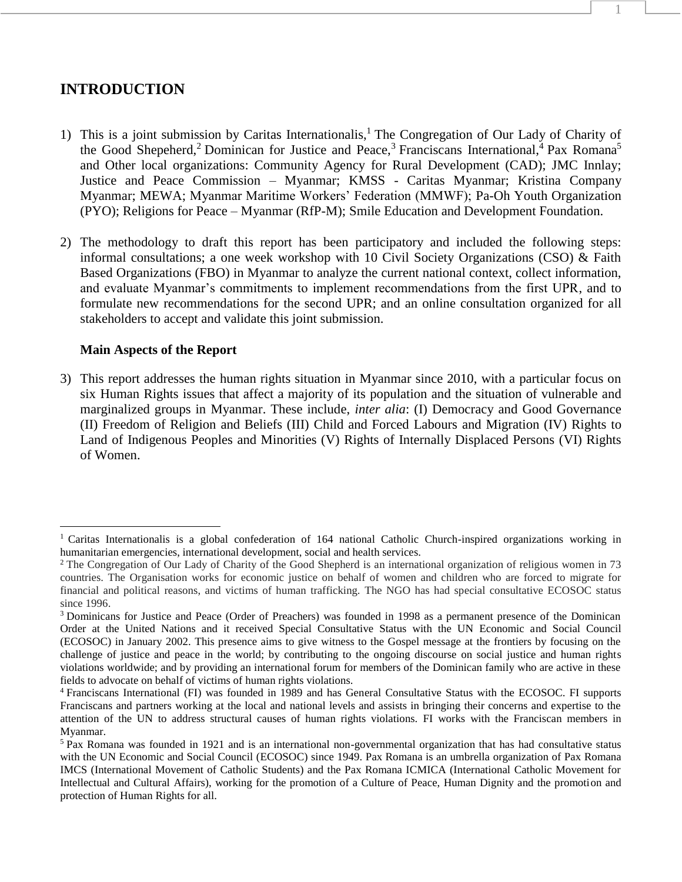# INTRODUCTION

1) This is a joint submission by Caritas Internationalis,[1] The Congregation of Our Lady of Charity of the Good Shepeherd,[2] Dominican for Justice and Peace,[3] Franciscans International,[4] Pax Romana[5] and Other local organizations: Community Agency for Rural Development (CAD); JMC Innlay; Justice and Peace Commission – Myanmar; KMSS - Caritas Myanmar; Kristina Company Myanmar; MEWA; Myanmar Maritime Workers' Federation (MMWF); Pa-Oh Youth Organization (PYO); Religions for Peace – Myanmar (RfP-M); Smile Education and Development Foundation.

2) The methodology to draft this report has been participatory and included the following steps: informal consultations; a one week workshop with 10 Civil Society Organizations (CSO) & Faith Based Organizations (FBO) in Myanmar to analyze the current national context, collect information, and evaluate Myanmar's commitments to implement recommendations from the first UPR, and to formulate new recommendations for the second UPR; and an online consultation organized for all stakeholders to accept and validate this joint submission.

**Main Aspects of the Report**

3) This report addresses the human rights situation in Myanmar since 2010, with a particular focus on six Human Rights issues that affect a majority of its population and the situation of vulnerable and marginalized groups in Myanmar. These include, *inter alia*: (I) Democracy and Good Governance (II) Freedom of Religion and Beliefs (III) Child and Forced Labours and Migration (IV) Rights to Land of Indigenous Peoples and Minorities (V) Rights of Internally Displaced Persons (VI) Rights of Women.

---

[1] Caritas Internationalis is a global confederation of 164 national Catholic Church-inspired organizations working in humanitarian emergencies, international development, social and health services.

[2] The Congregation of Our Lady of Charity of the Good Shepherd is an international organization of religious women in 73 countries. The Organisation works for economic justice on behalf of women and children who are forced to migrate for financial and political reasons, and victims of human trafficking. The NGO has had special consultative ECOSOC status since 1996.

[3] Dominicans for Justice and Peace (Order of Preachers) was founded in 1998 as a permanent presence of the Dominican Order at the United Nations and it received Special Consultative Status with the UN Economic and Social Council (ECOSOC) in January 2002. This presence aims to give witness to the Gospel message at the frontiers by focusing on the challenge of justice and peace in the world; by contributing to the ongoing discourse on social justice and human rights violations worldwide; and by providing an international forum for members of the Dominican family who are active in these fields to advocate on behalf of victims of human rights violations.

[4] Franciscans International (FI) was founded in 1989 and has General Consultative Status with the ECOSOC. FI supports Franciscans and partners working at the local and national levels and assists in bringing their concerns and expertise to the attention of the UN to address structural causes of human rights violations. FI works with the Franciscan members in Myanmar.

[5] Pax Romana was founded in 1921 and is an international non-governmental organization that has had consultative status with the UN Economic and Social Council (ECOSOC) since 1949. Pax Romana is an umbrella organization of Pax Romana IMCS (International Movement of Catholic Students) and the Pax Romana ICMICA (International Catholic Movement for Intellectual and Cultural Affairs), working for the promotion of a Culture of Peace, Human Dignity and the promotion and protection of Human Rights for all.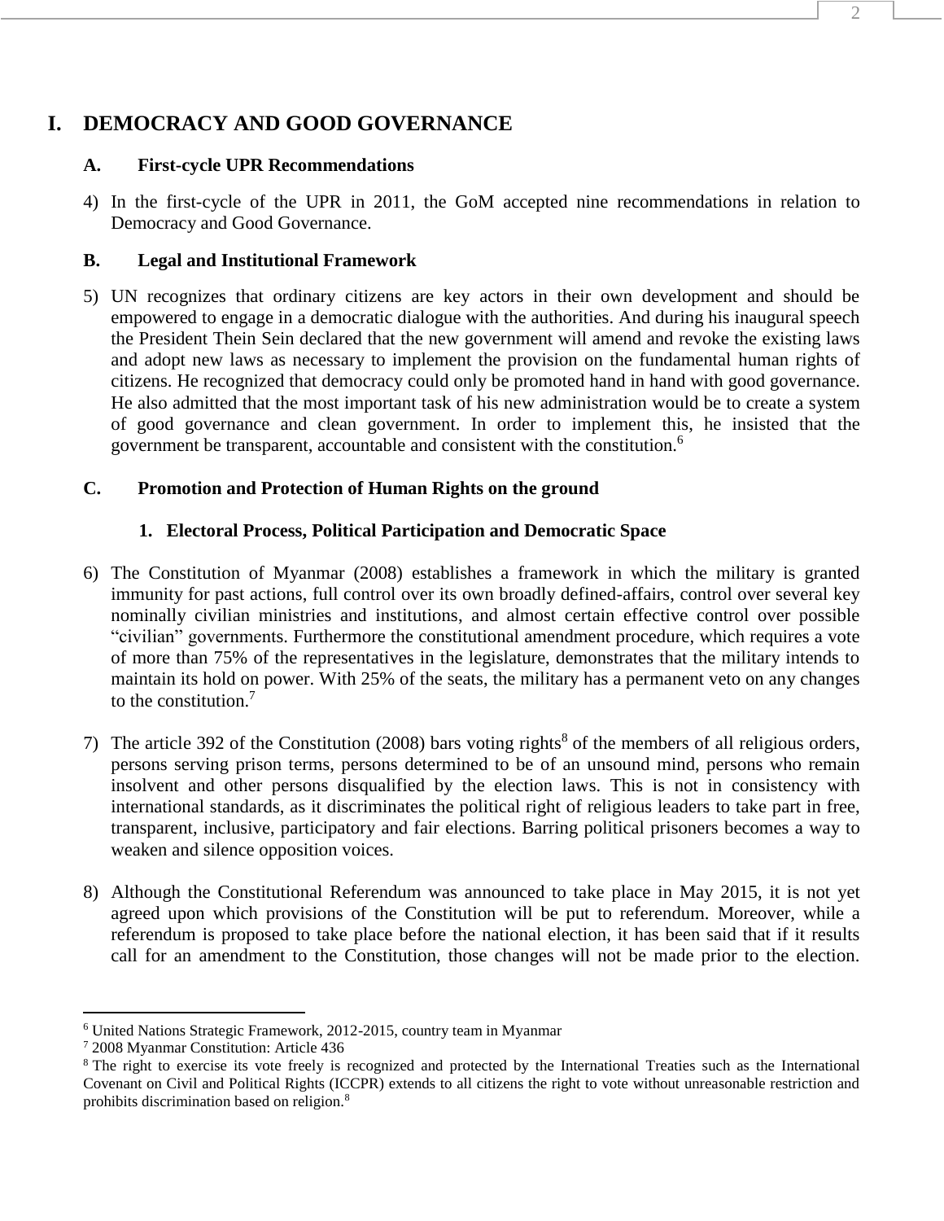# I. DEMOCRACY AND GOOD GOVERNANCE

## A. First-cycle UPR Recommendations

4) In the first-cycle of the UPR in 2011, the GoM accepted nine recommendations in relation to Democracy and Good Governance.

## B. Legal and Institutional Framework

5) UN recognizes that ordinary citizens are key actors in their own development and should be empowered to engage in a democratic dialogue with the authorities. And during his inaugural speech the President Thein Sein declared that the new government will amend and revoke the existing laws and adopt new laws as necessary to implement the provision on the fundamental human rights of citizens. He recognized that democracy could only be promoted hand in hand with good governance. He also admitted that the most important task of his new administration would be to create a system of good governance and clean government. In order to implement this, he insisted that the government be transparent, accountable and consistent with the constitution.[6]

## C. Promotion and Protection of Human Rights on the ground

### 1. Electoral Process, Political Participation and Democratic Space

6) The Constitution of Myanmar (2008) establishes a framework in which the military is granted immunity for past actions, full control over its own broadly defined-affairs, control over several key nominally civilian ministries and institutions, and almost certain effective control over possible "civilian" governments. Furthermore the constitutional amendment procedure, which requires a vote of more than 75% of the representatives in the legislature, demonstrates that the military intends to maintain its hold on power. With 25% of the seats, the military has a permanent veto on any changes to the constitution.[7]

7) The article 392 of the Constitution (2008) bars voting rights[8] of the members of all religious orders, persons serving prison terms, persons determined to be of an unsound mind, persons who remain insolvent and other persons disqualified by the election laws. This is not in consistency with international standards, as it discriminates the political right of religious leaders to take part in free, transparent, inclusive, participatory and fair elections. Barring political prisoners becomes a way to weaken and silence opposition voices.

8) Although the Constitutional Referendum was announced to take place in May 2015, it is not yet agreed upon which provisions of the Constitution will be put to referendum. Moreover, while a referendum is proposed to take place before the national election, it has been said that if it results call for an amendment to the Constitution, those changes will not be made prior to the election.

---

[6] United Nations Strategic Framework, 2012-2015, country team in Myanmar

[7] 2008 Myanmar Constitution: Article 436

[8] The right to exercise its vote freely is recognized and protected by the International Treaties such as the International Covenant on Civil and Political Rights (ICCPR) extends to all citizens the right to vote without unreasonable restriction and prohibits discrimination based on religion.[8]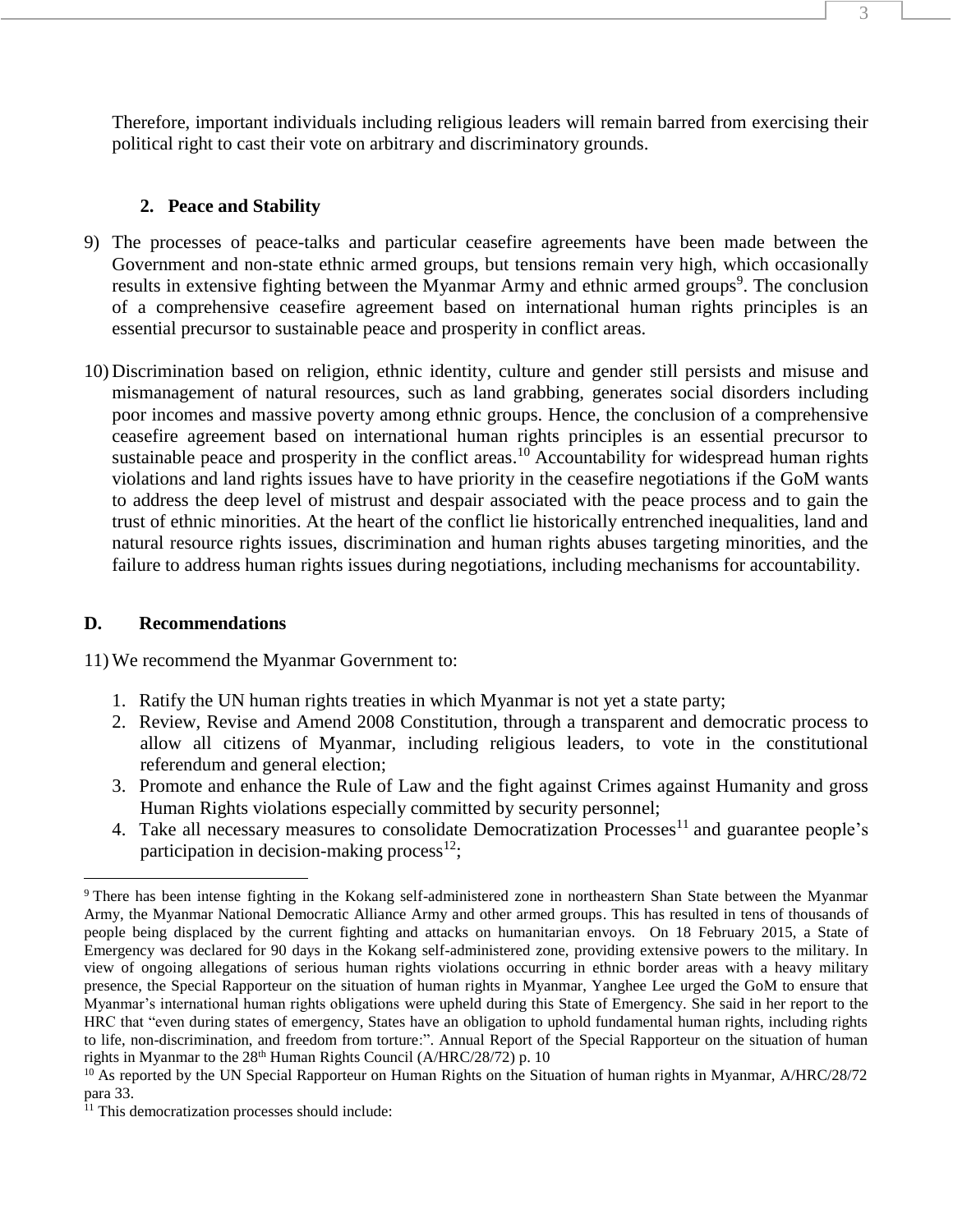Therefore, important individuals including religious leaders will remain barred from exercising their political right to cast their vote on arbitrary and discriminatory grounds.

### 2. Peace and Stability

9) The processes of peace-talks and particular ceasefire agreements have been made between the Government and non-state ethnic armed groups, but tensions remain very high, which occasionally results in extensive fighting between the Myanmar Army and ethnic armed groups[9]. The conclusion of a comprehensive ceasefire agreement based on international human rights principles is an essential precursor to sustainable peace and prosperity in conflict areas.

10) Discrimination based on religion, ethnic identity, culture and gender still persists and misuse and mismanagement of natural resources, such as land grabbing, generates social disorders including poor incomes and massive poverty among ethnic groups. Hence, the conclusion of a comprehensive ceasefire agreement based on international human rights principles is an essential precursor to sustainable peace and prosperity in the conflict areas.[10] Accountability for widespread human rights violations and land rights issues have to have priority in the ceasefire negotiations if the GoM wants to address the deep level of mistrust and despair associated with the peace process and to gain the trust of ethnic minorities. At the heart of the conflict lie historically entrenched inequalities, land and natural resource rights issues, discrimination and human rights abuses targeting minorities, and the failure to address human rights issues during negotiations, including mechanisms for accountability.

## D. Recommendations

11) We recommend the Myanmar Government to:

1. Ratify the UN human rights treaties in which Myanmar is not yet a state party;
2. Review, Revise and Amend 2008 Constitution, through a transparent and democratic process to allow all citizens of Myanmar, including religious leaders, to vote in the constitutional referendum and general election;
3. Promote and enhance the Rule of Law and the fight against Crimes against Humanity and gross Human Rights violations especially committed by security personnel;
4. Take all necessary measures to consolidate Democratization Processes[11] and guarantee people's participation in decision-making process[12];

---

[9] There has been intense fighting in the Kokang self-administered zone in northeastern Shan State between the Myanmar Army, the Myanmar National Democratic Alliance Army and other armed groups. This has resulted in tens of thousands of people being displaced by the current fighting and attacks on humanitarian envoys. On 18 February 2015, a State of Emergency was declared for 90 days in the Kokang self-administered zone, providing extensive powers to the military. In view of ongoing allegations of serious human rights violations occurring in ethnic border areas with a heavy military presence, the Special Rapporteur on the situation of human rights in Myanmar, Yanghee Lee urged the GoM to ensure that Myanmar's international human rights obligations were upheld during this State of Emergency. She said in her report to the HRC that "even during states of emergency, States have an obligation to uphold fundamental human rights, including rights to life, non-discrimination, and freedom from torture:". Annual Report of the Special Rapporteur on the situation of human rights in Myanmar to the 28th Human Rights Council (A/HRC/28/72) p. 10

[10] As reported by the UN Special Rapporteur on Human Rights on the Situation of human rights in Myanmar, A/HRC/28/72 para 33.

[11] This democratization processes should include: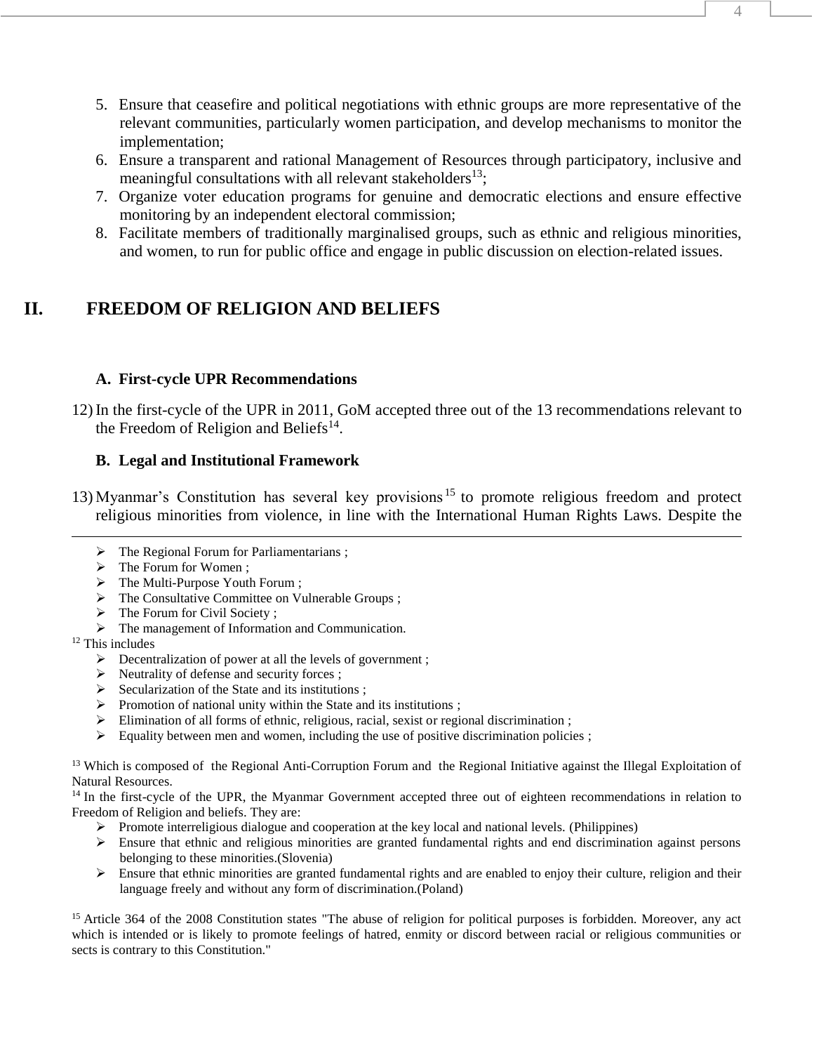5. Ensure that ceasefire and political negotiations with ethnic groups are more representative of the relevant communities, particularly women participation, and develop mechanisms to monitor the implementation;
6. Ensure a transparent and rational Management of Resources through participatory, inclusive and meaningful consultations with all relevant stakeholders[13];
7. Organize voter education programs for genuine and democratic elections and ensure effective monitoring by an independent electoral commission;
8. Facilitate members of traditionally marginalised groups, such as ethnic and religious minorities, and women, to run for public office and engage in public discussion on election-related issues.

# II. FREEDOM OF RELIGION AND BELIEFS

### A. First-cycle UPR Recommendations

12) In the first-cycle of the UPR in 2011, GoM accepted three out of the 13 recommendations relevant to the Freedom of Religion and Beliefs[14].

### B. Legal and Institutional Framework

13) Myanmar's Constitution has several key provisions[15] to promote religious freedom and protect religious minorities from violence, in line with the International Human Rights Laws. Despite the

---

- The Regional Forum for Parliamentarians ;
- The Forum for Women ;
- The Multi-Purpose Youth Forum ;
- The Consultative Committee on Vulnerable Groups ;
- The Forum for Civil Society ;
- The management of Information and Communication.

[12] This includes

- Decentralization of power at all the levels of government ;
- Neutrality of defense and security forces ;
- Secularization of the State and its institutions ;
- Promotion of national unity within the State and its institutions ;
- Elimination of all forms of ethnic, religious, racial, sexist or regional discrimination ;
- Equality between men and women, including the use of positive discrimination policies ;

[13] Which is composed of the Regional Anti-Corruption Forum and the Regional Initiative against the Illegal Exploitation of Natural Resources.

[14] In the first-cycle of the UPR, the Myanmar Government accepted three out of eighteen recommendations in relation to Freedom of Religion and beliefs. They are:

- Promote interreligious dialogue and cooperation at the key local and national levels. (Philippines)
- Ensure that ethnic and religious minorities are granted fundamental rights and end discrimination against persons belonging to these minorities.(Slovenia)
- Ensure that ethnic minorities are granted fundamental rights and are enabled to enjoy their culture, religion and their language freely and without any form of discrimination.(Poland)

[15] Article 364 of the 2008 Constitution states "The abuse of religion for political purposes is forbidden. Moreover, any act which is intended or is likely to promote feelings of hatred, enmity or discord between racial or religious communities or sects is contrary to this Constitution."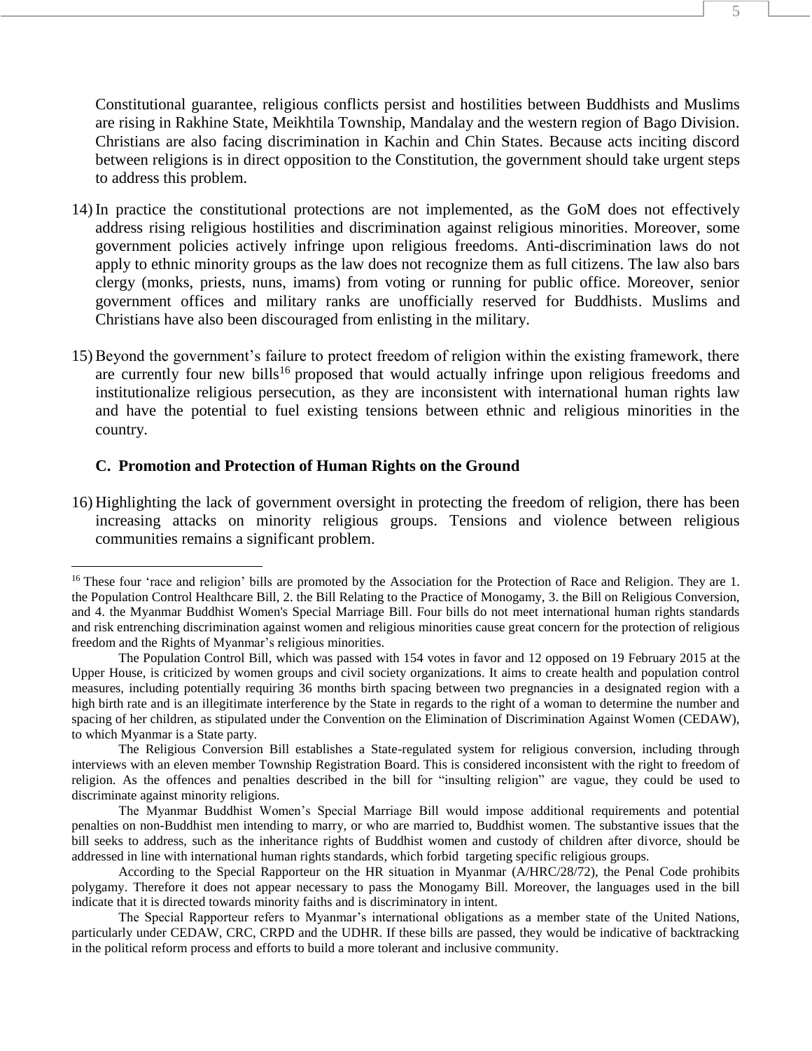Constitutional guarantee, religious conflicts persist and hostilities between Buddhists and Muslims are rising in Rakhine State, Meikhtila Township, Mandalay and the western region of Bago Division. Christians are also facing discrimination in Kachin and Chin States. Because acts inciting discord between religions is in direct opposition to the Constitution, the government should take urgent steps to address this problem.

14) In practice the constitutional protections are not implemented, as the GoM does not effectively address rising religious hostilities and discrimination against religious minorities. Moreover, some government policies actively infringe upon religious freedoms. Anti-discrimination laws do not apply to ethnic minority groups as the law does not recognize them as full citizens. The law also bars clergy (monks, priests, nuns, imams) from voting or running for public office. Moreover, senior government offices and military ranks are unofficially reserved for Buddhists. Muslims and Christians have also been discouraged from enlisting in the military.

15) Beyond the government's failure to protect freedom of religion within the existing framework, there are currently four new bills[16] proposed that would actually infringe upon religious freedoms and institutionalize religious persecution, as they are inconsistent with international human rights law and have the potential to fuel existing tensions between ethnic and religious minorities in the country.

### C. Promotion and Protection of Human Rights on the Ground

16) Highlighting the lack of government oversight in protecting the freedom of religion, there has been increasing attacks on minority religious groups. Tensions and violence between religious communities remains a significant problem.

---

[16] These four 'race and religion' bills are promoted by the Association for the Protection of Race and Religion. They are 1. the Population Control Healthcare Bill, 2. the Bill Relating to the Practice of Monogamy, 3. the Bill on Religious Conversion, and 4. the Myanmar Buddhist Women's Special Marriage Bill. Four bills do not meet international human rights standards and risk entrenching discrimination against women and religious minorities cause great concern for the protection of religious freedom and the Rights of Myanmar's religious minorities.

The Population Control Bill, which was passed with 154 votes in favor and 12 opposed on 19 February 2015 at the Upper House, is criticized by women groups and civil society organizations. It aims to create health and population control measures, including potentially requiring 36 months birth spacing between two pregnancies in a designated region with a high birth rate and is an illegitimate interference by the State in regards to the right of a woman to determine the number and spacing of her children, as stipulated under the Convention on the Elimination of Discrimination Against Women (CEDAW), to which Myanmar is a State party.

The Religious Conversion Bill establishes a State-regulated system for religious conversion, including through interviews with an eleven member Township Registration Board. This is considered inconsistent with the right to freedom of religion. As the offences and penalties described in the bill for "insulting religion" are vague, they could be used to discriminate against minority religions.

The Myanmar Buddhist Women's Special Marriage Bill would impose additional requirements and potential penalties on non-Buddhist men intending to marry, or who are married to, Buddhist women. The substantive issues that the bill seeks to address, such as the inheritance rights of Buddhist women and custody of children after divorce, should be addressed in line with international human rights standards, which forbid targeting specific religious groups.

According to the Special Rapporteur on the HR situation in Myanmar (A/HRC/28/72), the Penal Code prohibits polygamy. Therefore it does not appear necessary to pass the Monogamy Bill. Moreover, the languages used in the bill indicate that it is directed towards minority faiths and is discriminatory in intent.

The Special Rapporteur refers to Myanmar's international obligations as a member state of the United Nations, particularly under CEDAW, CRC, CRPD and the UDHR. If these bills are passed, they would be indicative of backtracking in the political reform process and efforts to build a more tolerant and inclusive community.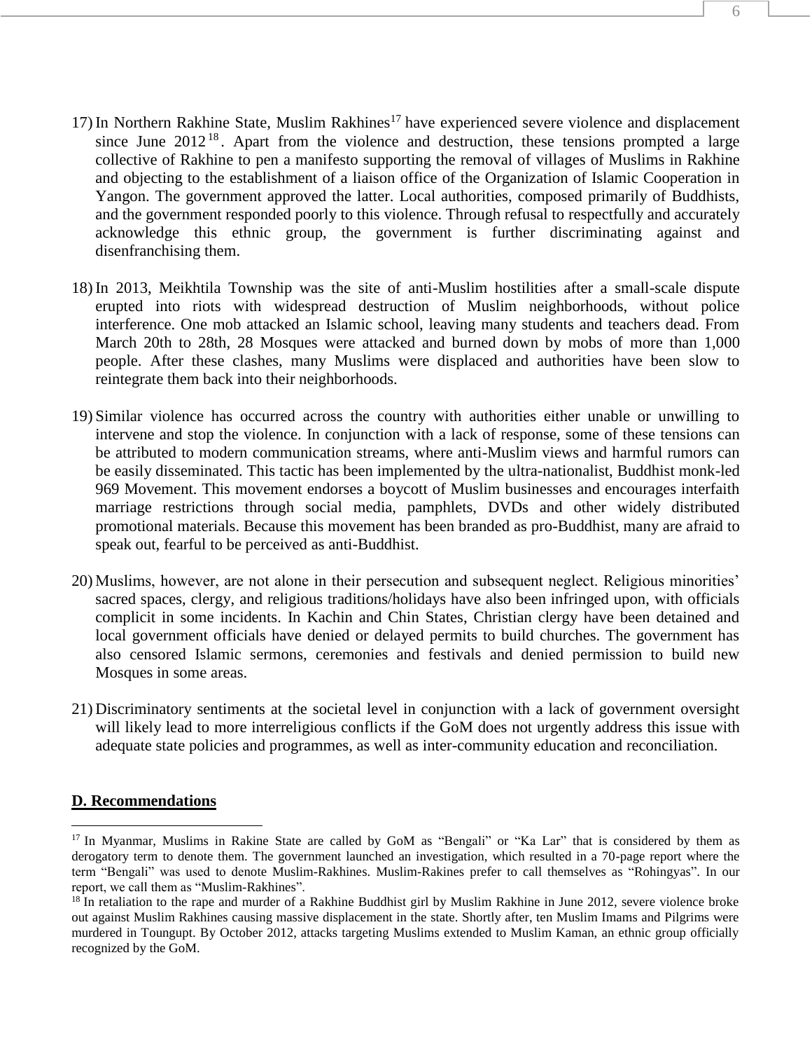17) In Northern Rakhine State, Muslim Rakhines[17] have experienced severe violence and displacement since June 2012[18]. Apart from the violence and destruction, these tensions prompted a large collective of Rakhine to pen a manifesto supporting the removal of villages of Muslims in Rakhine and objecting to the establishment of a liaison office of the Organization of Islamic Cooperation in Yangon. The government approved the latter. Local authorities, composed primarily of Buddhists, and the government responded poorly to this violence. Through refusal to respectfully and accurately acknowledge this ethnic group, the government is further discriminating against and disenfranchising them.

18) In 2013, Meikhtila Township was the site of anti-Muslim hostilities after a small-scale dispute erupted into riots with widespread destruction of Muslim neighborhoods, without police interference. One mob attacked an Islamic school, leaving many students and teachers dead. From March 20th to 28th, 28 Mosques were attacked and burned down by mobs of more than 1,000 people. After these clashes, many Muslims were displaced and authorities have been slow to reintegrate them back into their neighborhoods.

19) Similar violence has occurred across the country with authorities either unable or unwilling to intervene and stop the violence. In conjunction with a lack of response, some of these tensions can be attributed to modern communication streams, where anti-Muslim views and harmful rumors can be easily disseminated. This tactic has been implemented by the ultra-nationalist, Buddhist monk-led 969 Movement. This movement endorses a boycott of Muslim businesses and encourages interfaith marriage restrictions through social media, pamphlets, DVDs and other widely distributed promotional materials. Because this movement has been branded as pro-Buddhist, many are afraid to speak out, fearful to be perceived as anti-Buddhist.

20) Muslims, however, are not alone in their persecution and subsequent neglect. Religious minorities' sacred spaces, clergy, and religious traditions/holidays have also been infringed upon, with officials complicit in some incidents. In Kachin and Chin States, Christian clergy have been detained and local government officials have denied or delayed permits to build churches. The government has also censored Islamic sermons, ceremonies and festivals and denied permission to build new Mosques in some areas.

21) Discriminatory sentiments at the societal level in conjunction with a lack of government oversight will likely lead to more interreligious conflicts if the GoM does not urgently address this issue with adequate state policies and programmes, as well as inter-community education and reconciliation.

## D. Recommendations

---

[17] In Myanmar, Muslims in Rakine State are called by GoM as "Bengali" or "Ka Lar" that is considered by them as derogatory term to denote them. The government launched an investigation, which resulted in a 70-page report where the term "Bengali" was used to denote Muslim-Rakhines. Muslim-Rakines prefer to call themselves as "Rohingyas". In our report, we call them as "Muslim-Rakhines".

[18] In retaliation to the rape and murder of a Rakhine Buddhist girl by Muslim Rakhine in June 2012, severe violence broke out against Muslim Rakhines causing massive displacement in the state. Shortly after, ten Muslim Imams and Pilgrims were murdered in Toungupt. By October 2012, attacks targeting Muslims extended to Muslim Kaman, an ethnic group officially recognized by the GoM.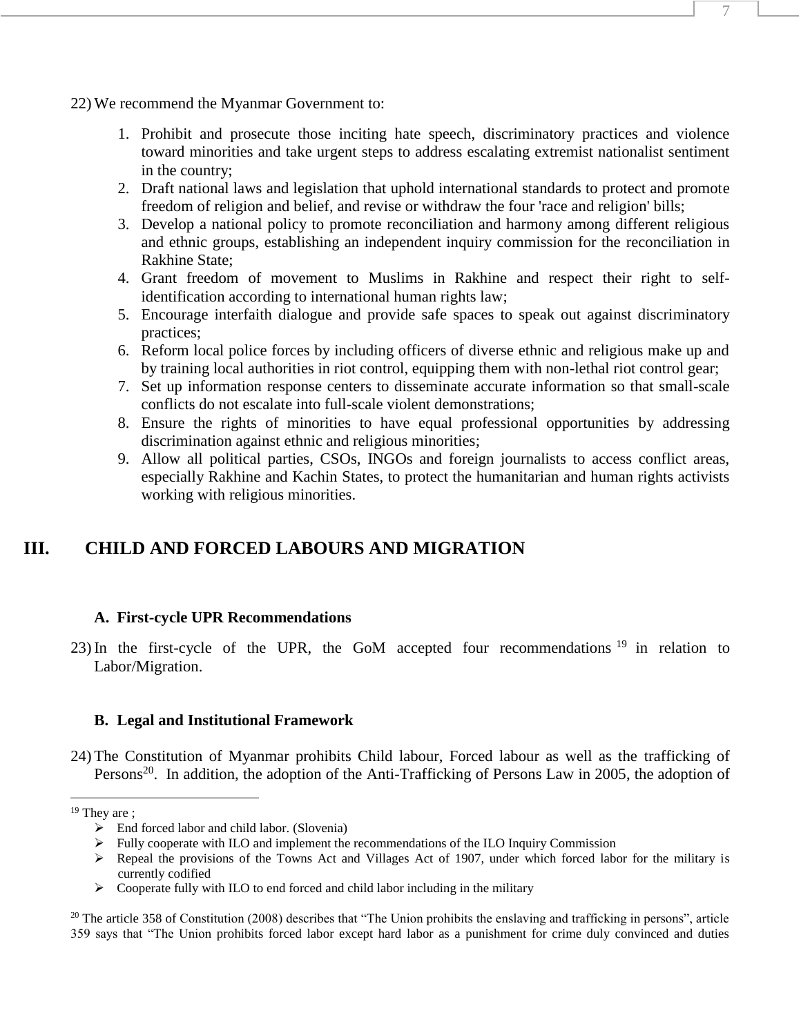22) We recommend the Myanmar Government to:

1. Prohibit and prosecute those inciting hate speech, discriminatory practices and violence toward minorities and take urgent steps to address escalating extremist nationalist sentiment in the country;
2. Draft national laws and legislation that uphold international standards to protect and promote freedom of religion and belief, and revise or withdraw the four 'race and religion' bills;
3. Develop a national policy to promote reconciliation and harmony among different religious and ethnic groups, establishing an independent inquiry commission for the reconciliation in Rakhine State;
4. Grant freedom of movement to Muslims in Rakhine and respect their right to self-identification according to international human rights law;
5. Encourage interfaith dialogue and provide safe spaces to speak out against discriminatory practices;
6. Reform local police forces by including officers of diverse ethnic and religious make up and by training local authorities in riot control, equipping them with non-lethal riot control gear;
7. Set up information response centers to disseminate accurate information so that small-scale conflicts do not escalate into full-scale violent demonstrations;
8. Ensure the rights of minorities to have equal professional opportunities by addressing discrimination against ethnic and religious minorities;
9. Allow all political parties, CSOs, INGOs and foreign journalists to access conflict areas, especially Rakhine and Kachin States, to protect the humanitarian and human rights activists working with religious minorities.

## III. CHILD AND FORCED LABOURS AND MIGRATION

### A. First-cycle UPR Recommendations

23) In the first-cycle of the UPR, the GoM accepted four recommendations [19] in relation to Labor/Migration.

### B. Legal and Institutional Framework

24) The Constitution of Myanmar prohibits Child labour, Forced labour as well as the trafficking of Persons[20]. In addition, the adoption of the Anti-Trafficking of Persons Law in 2005, the adoption of

---

[19] They are ;

- End forced labor and child labor. (Slovenia)
- Fully cooperate with ILO and implement the recommendations of the ILO Inquiry Commission
- Repeal the provisions of the Towns Act and Villages Act of 1907, under which forced labor for the military is currently codified
- Cooperate fully with ILO to end forced and child labor including in the military

[20] The article 358 of Constitution (2008) describes that "The Union prohibits the enslaving and trafficking in persons", article 359 says that "The Union prohibits forced labor except hard labor as a punishment for crime duly convinced and duties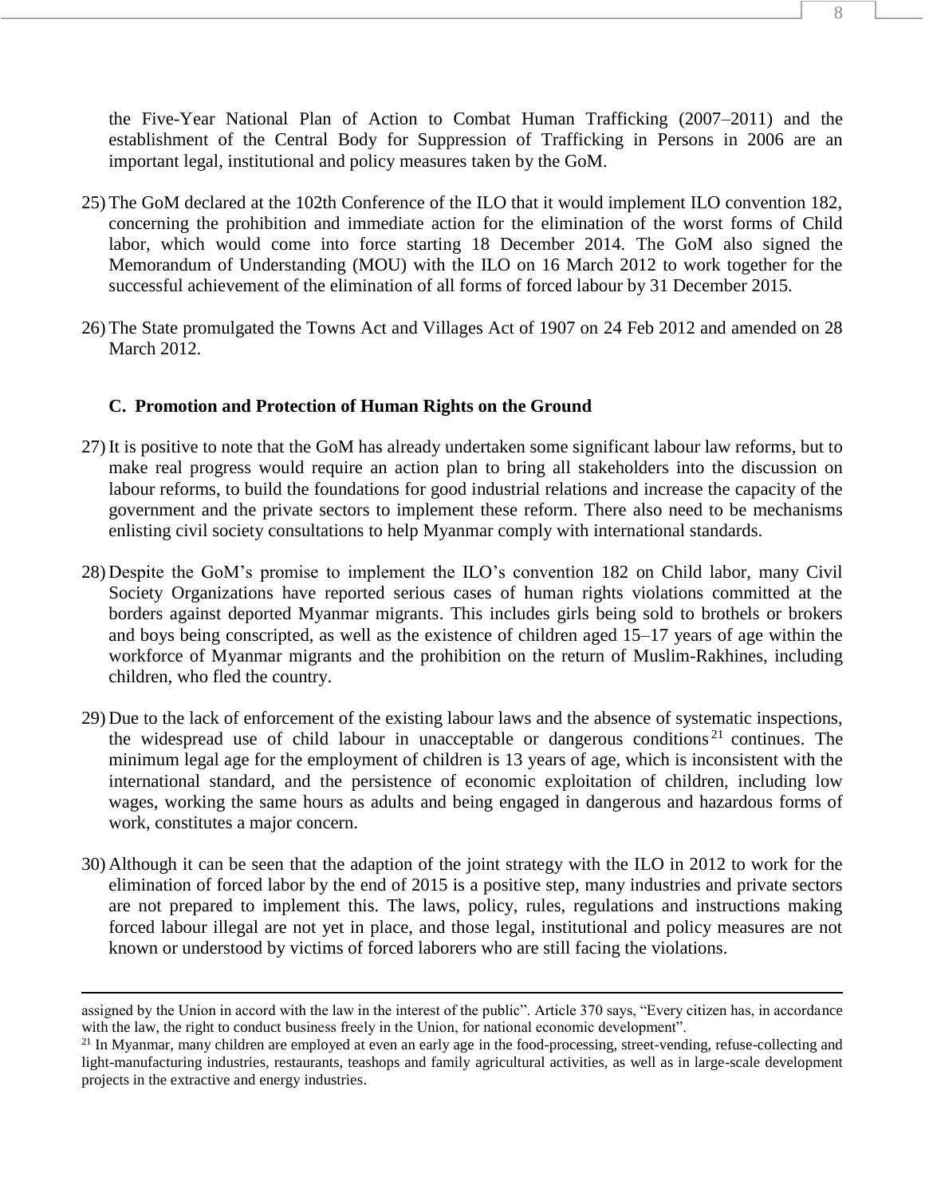the Five-Year National Plan of Action to Combat Human Trafficking (2007–2011) and the establishment of the Central Body for Suppression of Trafficking in Persons in 2006 are an important legal, institutional and policy measures taken by the GoM.

25) The GoM declared at the 102th Conference of the ILO that it would implement ILO convention 182, concerning the prohibition and immediate action for the elimination of the worst forms of Child labor, which would come into force starting 18 December 2014. The GoM also signed the Memorandum of Understanding (MOU) with the ILO on 16 March 2012 to work together for the successful achievement of the elimination of all forms of forced labour by 31 December 2015.

26) The State promulgated the Towns Act and Villages Act of 1907 on 24 Feb 2012 and amended on 28 March 2012.

### C. Promotion and Protection of Human Rights on the Ground

27) It is positive to note that the GoM has already undertaken some significant labour law reforms, but to make real progress would require an action plan to bring all stakeholders into the discussion on labour reforms, to build the foundations for good industrial relations and increase the capacity of the government and the private sectors to implement these reform. There also need to be mechanisms enlisting civil society consultations to help Myanmar comply with international standards.

28) Despite the GoM's promise to implement the ILO's convention 182 on Child labor, many Civil Society Organizations have reported serious cases of human rights violations committed at the borders against deported Myanmar migrants. This includes girls being sold to brothels or brokers and boys being conscripted, as well as the existence of children aged 15–17 years of age within the workforce of Myanmar migrants and the prohibition on the return of Muslim-Rakhines, including children, who fled the country.

29) Due to the lack of enforcement of the existing labour laws and the absence of systematic inspections, the widespread use of child labour in unacceptable or dangerous conditions[21] continues. The minimum legal age for the employment of children is 13 years of age, which is inconsistent with the international standard, and the persistence of economic exploitation of children, including low wages, working the same hours as adults and being engaged in dangerous and hazardous forms of work, constitutes a major concern.

30) Although it can be seen that the adaption of the joint strategy with the ILO in 2012 to work for the elimination of forced labor by the end of 2015 is a positive step, many industries and private sectors are not prepared to implement this. The laws, policy, rules, regulations and instructions making forced labour illegal are not yet in place, and those legal, institutional and policy measures are not known or understood by victims of forced laborers who are still facing the violations.

---

assigned by the Union in accord with the law in the interest of the public". Article 370 says, "Every citizen has, in accordance with the law, the right to conduct business freely in the Union, for national economic development".

[21] In Myanmar, many children are employed at even an early age in the food-processing, street-vending, refuse-collecting and light-manufacturing industries, restaurants, teashops and family agricultural activities, as well as in large-scale development projects in the extractive and energy industries.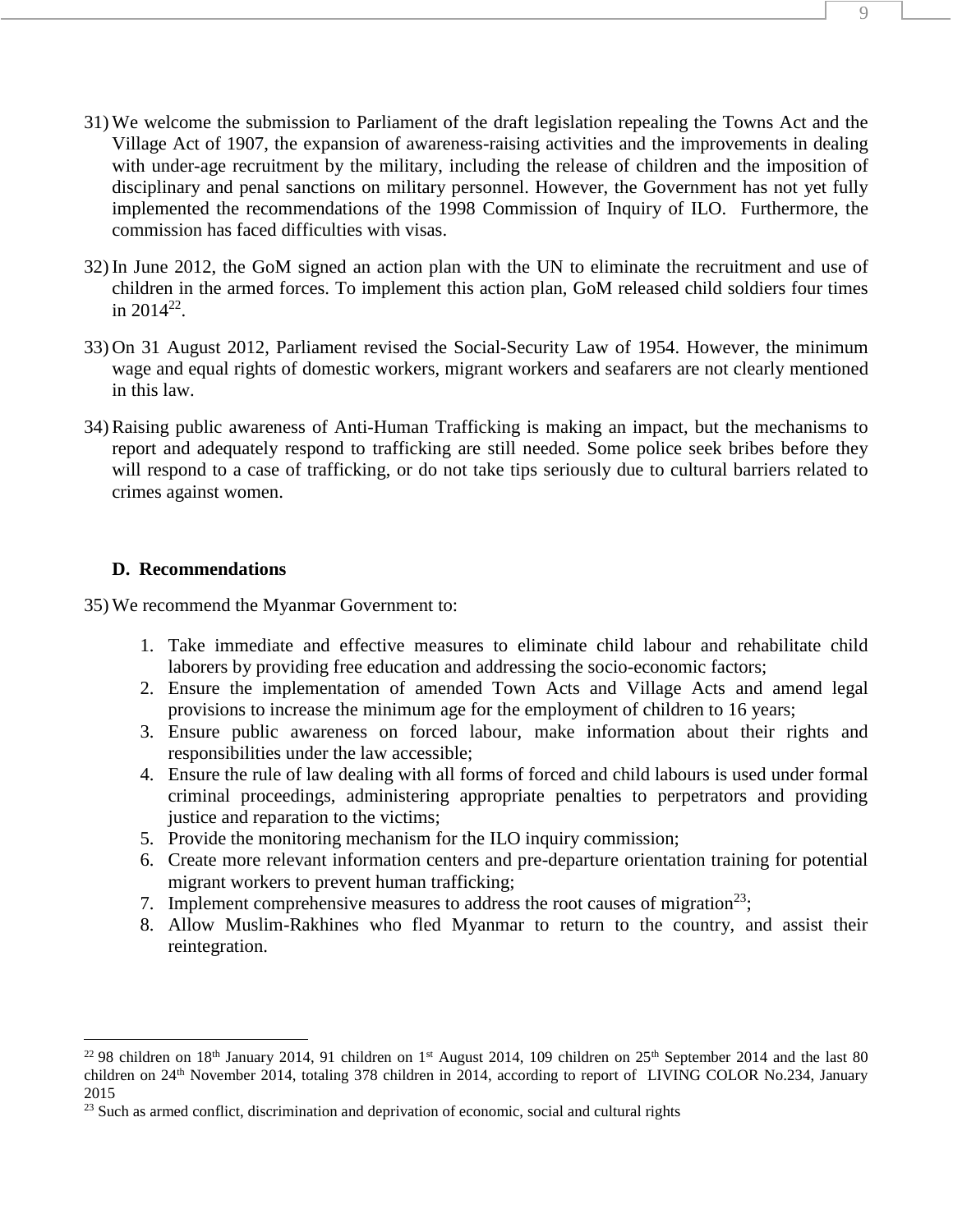31) We welcome the submission to Parliament of the draft legislation repealing the Towns Act and the Village Act of 1907, the expansion of awareness-raising activities and the improvements in dealing with under-age recruitment by the military, including the release of children and the imposition of disciplinary and penal sanctions on military personnel. However, the Government has not yet fully implemented the recommendations of the 1998 Commission of Inquiry of ILO. Furthermore, the commission has faced difficulties with visas.

32) In June 2012, the GoM signed an action plan with the UN to eliminate the recruitment and use of children in the armed forces. To implement this action plan, GoM released child soldiers four times in 2014[22].

33) On 31 August 2012, Parliament revised the Social-Security Law of 1954. However, the minimum wage and equal rights of domestic workers, migrant workers and seafarers are not clearly mentioned in this law.

34) Raising public awareness of Anti-Human Trafficking is making an impact, but the mechanisms to report and adequately respond to trafficking are still needed. Some police seek bribes before they will respond to a case of trafficking, or do not take tips seriously due to cultural barriers related to crimes against women.

### D. Recommendations

35) We recommend the Myanmar Government to:

1. Take immediate and effective measures to eliminate child labour and rehabilitate child laborers by providing free education and addressing the socio-economic factors;
2. Ensure the implementation of amended Town Acts and Village Acts and amend legal provisions to increase the minimum age for the employment of children to 16 years;
3. Ensure public awareness on forced labour, make information about their rights and responsibilities under the law accessible;
4. Ensure the rule of law dealing with all forms of forced and child labours is used under formal criminal proceedings, administering appropriate penalties to perpetrators and providing justice and reparation to the victims;
5. Provide the monitoring mechanism for the ILO inquiry commission;
6. Create more relevant information centers and pre-departure orientation training for potential migrant workers to prevent human trafficking;
7. Implement comprehensive measures to address the root causes of migration[23];
8. Allow Muslim-Rakhines who fled Myanmar to return to the country, and assist their reintegration.

---

[22] 98 children on 18th January 2014, 91 children on 1st August 2014, 109 children on 25th September 2014 and the last 80 children on 24th November 2014, totaling 378 children in 2014, according to report of LIVING COLOR No.234, January 2015

[23] Such as armed conflict, discrimination and deprivation of economic, social and cultural rights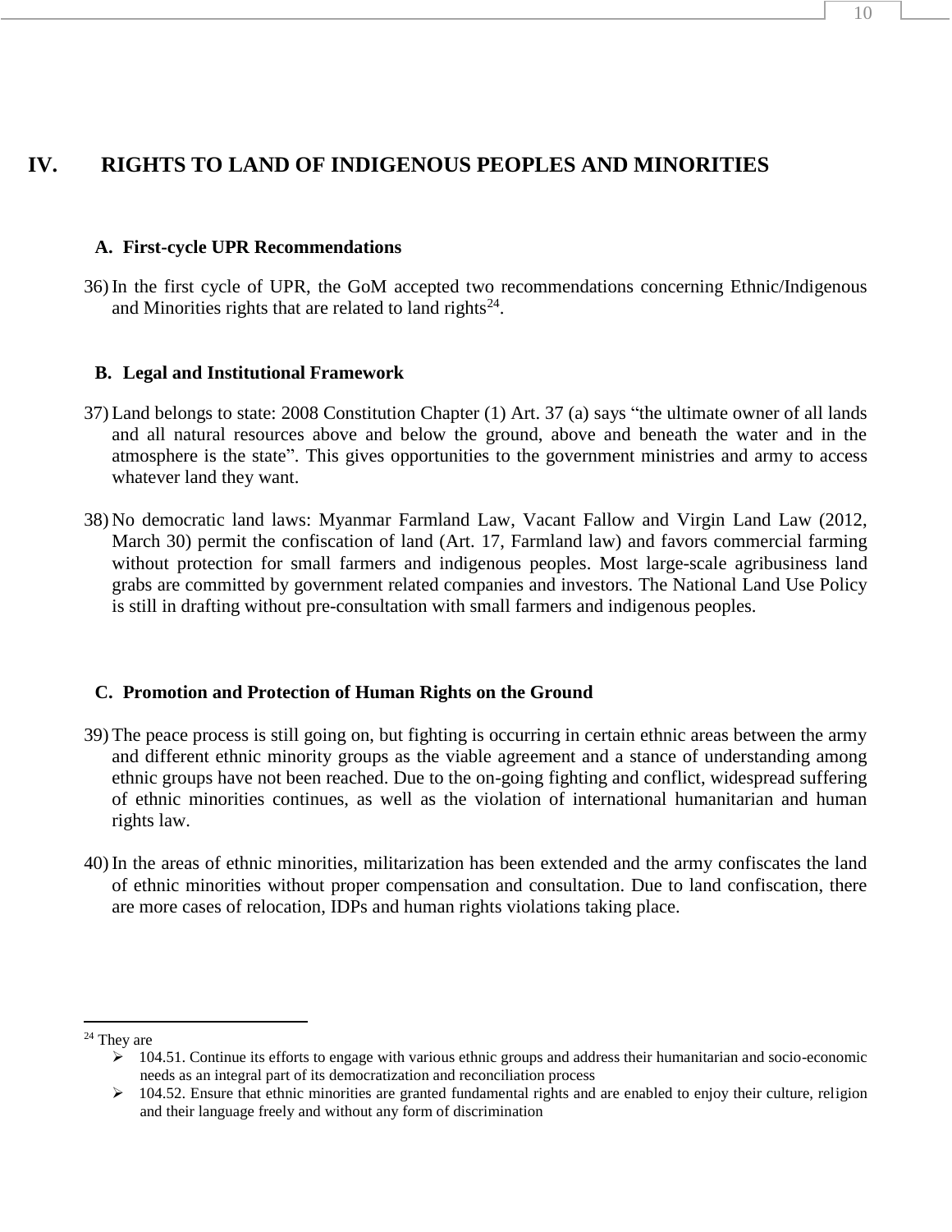# IV. RIGHTS TO LAND OF INDIGENOUS PEOPLES AND MINORITIES

## A. First-cycle UPR Recommendations

36) In the first cycle of UPR, the GoM accepted two recommendations concerning Ethnic/Indigenous and Minorities rights that are related to land rights[24].

## B. Legal and Institutional Framework

37) Land belongs to state: 2008 Constitution Chapter (1) Art. 37 (a) says "the ultimate owner of all lands and all natural resources above and below the ground, above and beneath the water and in the atmosphere is the state". This gives opportunities to the government ministries and army to access whatever land they want.

38) No democratic land laws: Myanmar Farmland Law, Vacant Fallow and Virgin Land Law (2012, March 30) permit the confiscation of land (Art. 17, Farmland law) and favors commercial farming without protection for small farmers and indigenous peoples. Most large-scale agribusiness land grabs are committed by government related companies and investors. The National Land Use Policy is still in drafting without pre-consultation with small farmers and indigenous peoples.

## C. Promotion and Protection of Human Rights on the Ground

39) The peace process is still going on, but fighting is occurring in certain ethnic areas between the army and different ethnic minority groups as the viable agreement and a stance of understanding among ethnic groups have not been reached. Due to the on-going fighting and conflict, widespread suffering of ethnic minorities continues, as well as the violation of international humanitarian and human rights law.

40) In the areas of ethnic minorities, militarization has been extended and the army confiscates the land of ethnic minorities without proper compensation and consultation. Due to land confiscation, there are more cases of relocation, IDPs and human rights violations taking place.

---

[24] They are

- 104.51. Continue its efforts to engage with various ethnic groups and address their humanitarian and socio-economic needs as an integral part of its democratization and reconciliation process
- 104.52. Ensure that ethnic minorities are granted fundamental rights and are enabled to enjoy their culture, religion and their language freely and without any form of discrimination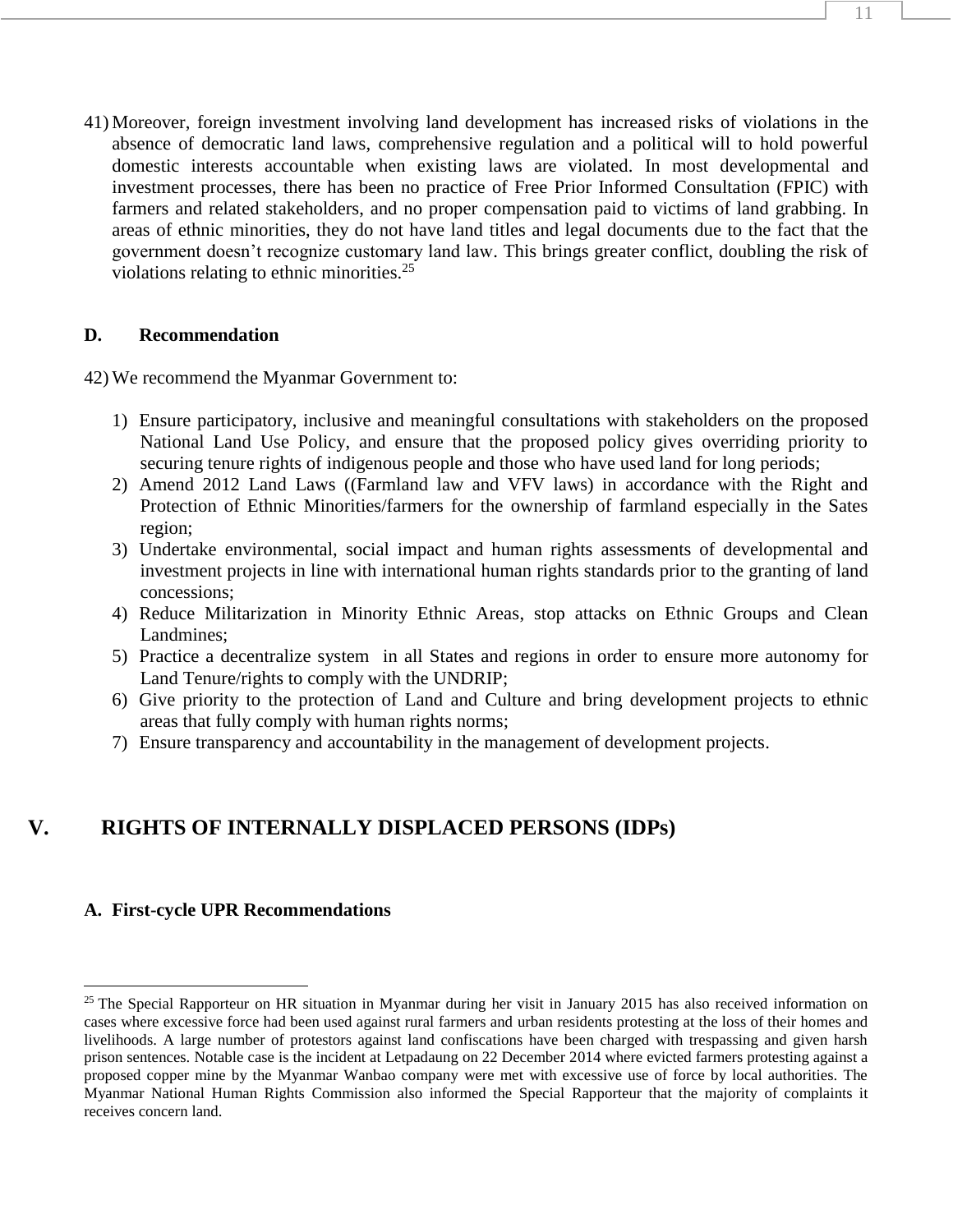41) Moreover, foreign investment involving land development has increased risks of violations in the absence of democratic land laws, comprehensive regulation and a political will to hold powerful domestic interests accountable when existing laws are violated. In most developmental and investment processes, there has been no practice of Free Prior Informed Consultation (FPIC) with farmers and related stakeholders, and no proper compensation paid to victims of land grabbing. In areas of ethnic minorities, they do not have land titles and legal documents due to the fact that the government doesn't recognize customary land law. This brings greater conflict, doubling the risk of violations relating to ethnic minorities.[25]

### D. Recommendation

42) We recommend the Myanmar Government to:

1) Ensure participatory, inclusive and meaningful consultations with stakeholders on the proposed National Land Use Policy, and ensure that the proposed policy gives overriding priority to securing tenure rights of indigenous people and those who have used land for long periods;
2) Amend 2012 Land Laws ((Farmland law and VFV laws) in accordance with the Right and Protection of Ethnic Minorities/farmers for the ownership of farmland especially in the Sates region;
3) Undertake environmental, social impact and human rights assessments of developmental and investment projects in line with international human rights standards prior to the granting of land concessions;
4) Reduce Militarization in Minority Ethnic Areas, stop attacks on Ethnic Groups and Clean Landmines;
5) Practice a decentralize system in all States and regions in order to ensure more autonomy for Land Tenure/rights to comply with the UNDRIP;
6) Give priority to the protection of Land and Culture and bring development projects to ethnic areas that fully comply with human rights norms;
7) Ensure transparency and accountability in the management of development projects.

## V. RIGHTS OF INTERNALLY DISPLACED PERSONS (IDPs)

### A. First-cycle UPR Recommendations

---

[25] The Special Rapporteur on HR situation in Myanmar during her visit in January 2015 has also received information on cases where excessive force had been used against rural farmers and urban residents protesting at the loss of their homes and livelihoods. A large number of protestors against land confiscations have been charged with trespassing and given harsh prison sentences. Notable case is the incident at Letpadaung on 22 December 2014 where evicted farmers protesting against a proposed copper mine by the Myanmar Wanbao company were met with excessive use of force by local authorities. The Myanmar National Human Rights Commission also informed the Special Rapporteur that the majority of complaints it receives concern land.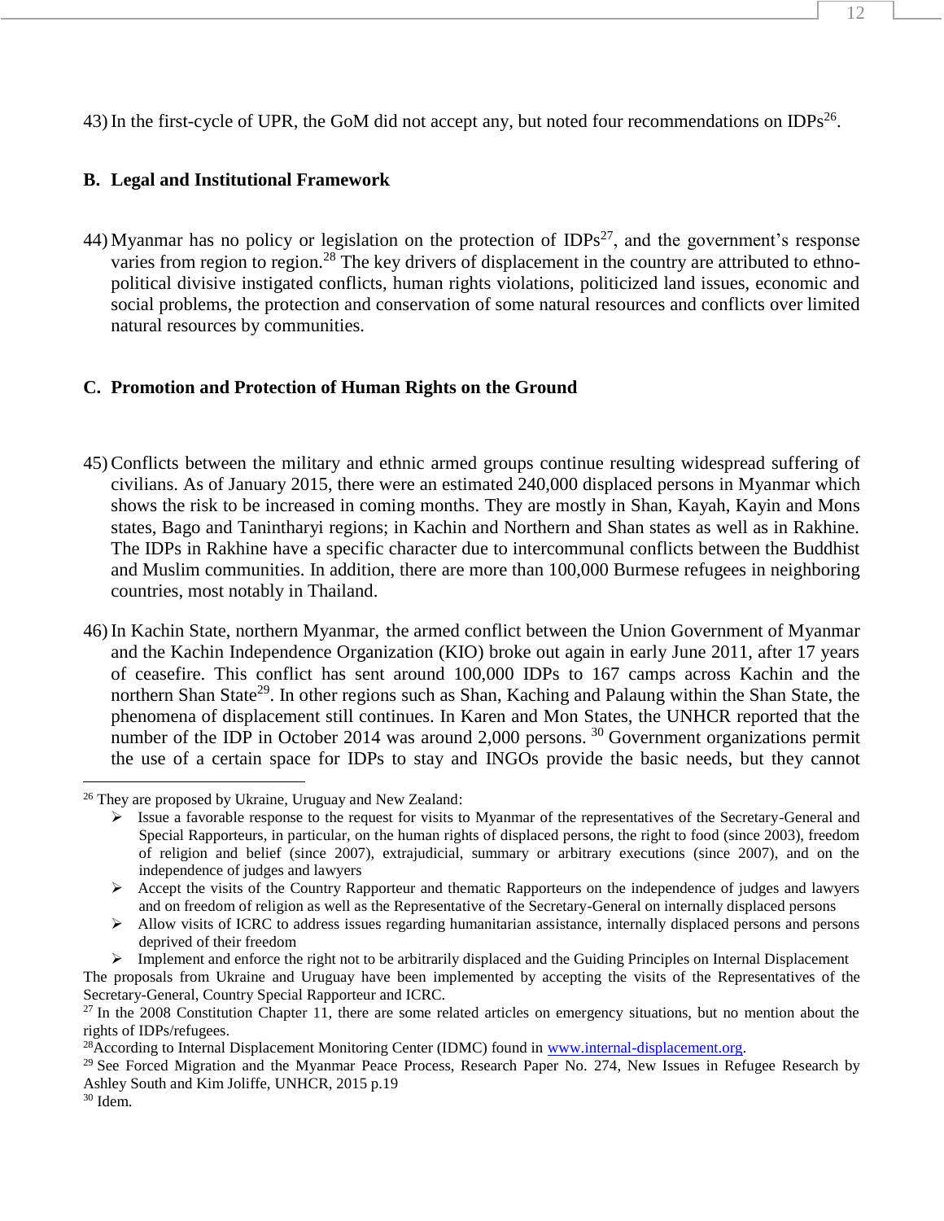43) In the first-cycle of UPR, the GoM did not accept any, but noted four recommendations on IDPs[26].

### B. Legal and Institutional Framework

44) Myanmar has no policy or legislation on the protection of IDPs[27], and the government's response varies from region to region.[28] The key drivers of displacement in the country are attributed to ethno-political divisive instigated conflicts, human rights violations, politicized land issues, economic and social problems, the protection and conservation of some natural resources and conflicts over limited natural resources by communities.

### C. Promotion and Protection of Human Rights on the Ground

45) Conflicts between the military and ethnic armed groups continue resulting widespread suffering of civilians. As of January 2015, there were an estimated 240,000 displaced persons in Myanmar which shows the risk to be increased in coming months. They are mostly in Shan, Kayah, Kayin and Mons states, Bago and Tanintharyi regions; in Kachin and Northern and Shan states as well as in Rakhine. The IDPs in Rakhine have a specific character due to intercommunal conflicts between the Buddhist and Muslim communities. In addition, there are more than 100,000 Burmese refugees in neighboring countries, most notably in Thailand.

46) In Kachin State, northern Myanmar, the armed conflict between the Union Government of Myanmar and the Kachin Independence Organization (KIO) broke out again in early June 2011, after 17 years of ceasefire. This conflict has sent around 100,000 IDPs to 167 camps across Kachin and the northern Shan State[29]. In other regions such as Shan, Kaching and Palaung within the Shan State, the phenomena of displacement still continues. In Karen and Mon States, the UNHCR reported that the number of the IDP in October 2014 was around 2,000 persons. [30] Government organizations permit the use of a certain space for IDPs to stay and INGOs provide the basic needs, but they cannot

---

[26] They are proposed by Ukraine, Uruguay and New Zealand:

- Issue a favorable response to the request for visits to Myanmar of the representatives of the Secretary-General and Special Rapporteurs, in particular, on the human rights of displaced persons, the right to food (since 2003), freedom of religion and belief (since 2007), extrajudicial, summary or arbitrary executions (since 2007), and on the independence of judges and lawyers
- Accept the visits of the Country Rapporteur and thematic Rapporteurs on the independence of judges and lawyers and on freedom of religion as well as the Representative of the Secretary-General on internally displaced persons
- Allow visits of ICRC to address issues regarding humanitarian assistance, internally displaced persons and persons deprived of their freedom
- Implement and enforce the right not to be arbitrarily displaced and the Guiding Principles on Internal Displacement

The proposals from Ukraine and Uruguay have been implemented by accepting the visits of the Representatives of the Secretary-General, Country Special Rapporteur and ICRC.

[27] In the 2008 Constitution Chapter 11, there are some related articles on emergency situations, but no mention about the rights of IDPs/refugees.

[28] According to Internal Displacement Monitoring Center (IDMC) found in www.internal-displacement.org.

[29] See Forced Migration and the Myanmar Peace Process, Research Paper No. 274, New Issues in Refugee Research by Ashley South and Kim Joliffe, UNHCR, 2015 p.19

[30] Idem.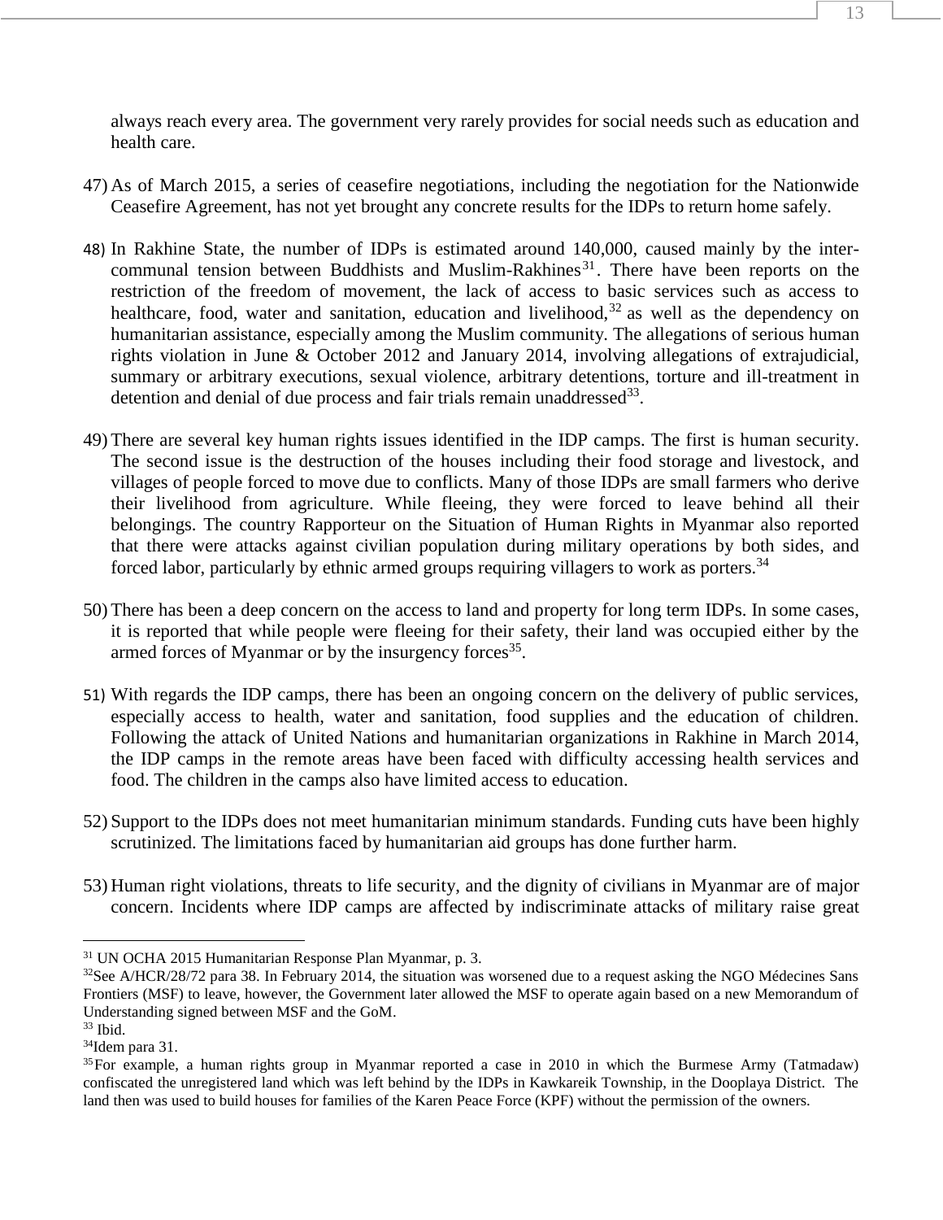always reach every area. The government very rarely provides for social needs such as education and health care.

47) As of March 2015, a series of ceasefire negotiations, including the negotiation for the Nationwide Ceasefire Agreement, has not yet brought any concrete results for the IDPs to return home safely.

48) In Rakhine State, the number of IDPs is estimated around 140,000, caused mainly by the inter-communal tension between Buddhists and Muslim-Rakhines[31]. There have been reports on the restriction of the freedom of movement, the lack of access to basic services such as access to healthcare, food, water and sanitation, education and livelihood,[32] as well as the dependency on humanitarian assistance, especially among the Muslim community. The allegations of serious human rights violation in June & October 2012 and January 2014, involving allegations of extrajudicial, summary or arbitrary executions, sexual violence, arbitrary detentions, torture and ill-treatment in detention and denial of due process and fair trials remain unaddressed[33].

49) There are several key human rights issues identified in the IDP camps. The first is human security. The second issue is the destruction of the houses including their food storage and livestock, and villages of people forced to move due to conflicts. Many of those IDPs are small farmers who derive their livelihood from agriculture. While fleeing, they were forced to leave behind all their belongings. The country Rapporteur on the Situation of Human Rights in Myanmar also reported that there were attacks against civilian population during military operations by both sides, and forced labor, particularly by ethnic armed groups requiring villagers to work as porters.[34]

50) There has been a deep concern on the access to land and property for long term IDPs. In some cases, it is reported that while people were fleeing for their safety, their land was occupied either by the armed forces of Myanmar or by the insurgency forces[35].

51) With regards the IDP camps, there has been an ongoing concern on the delivery of public services, especially access to health, water and sanitation, food supplies and the education of children. Following the attack of United Nations and humanitarian organizations in Rakhine in March 2014, the IDP camps in the remote areas have been faced with difficulty accessing health services and food. The children in the camps also have limited access to education.

52) Support to the IDPs does not meet humanitarian minimum standards. Funding cuts have been highly scrutinized. The limitations faced by humanitarian aid groups has done further harm.

53) Human right violations, threats to life security, and the dignity of civilians in Myanmar are of major concern. Incidents where IDP camps are affected by indiscriminate attacks of military raise great

---

[31] UN OCHA 2015 Humanitarian Response Plan Myanmar, p. 3.

[32] See A/HCR/28/72 para 38. In February 2014, the situation was worsened due to a request asking the NGO Médecines Sans Frontiers (MSF) to leave, however, the Government later allowed the MSF to operate again based on a new Memorandum of Understanding signed between MSF and the GoM.

[33] Ibid.

[34] Idem para 31.

[35] For example, a human rights group in Myanmar reported a case in 2010 in which the Burmese Army (Tatmadaw) confiscated the unregistered land which was left behind by the IDPs in Kawkareik Township, in the Dooplaya District. The land then was used to build houses for families of the Karen Peace Force (KPF) without the permission of the owners.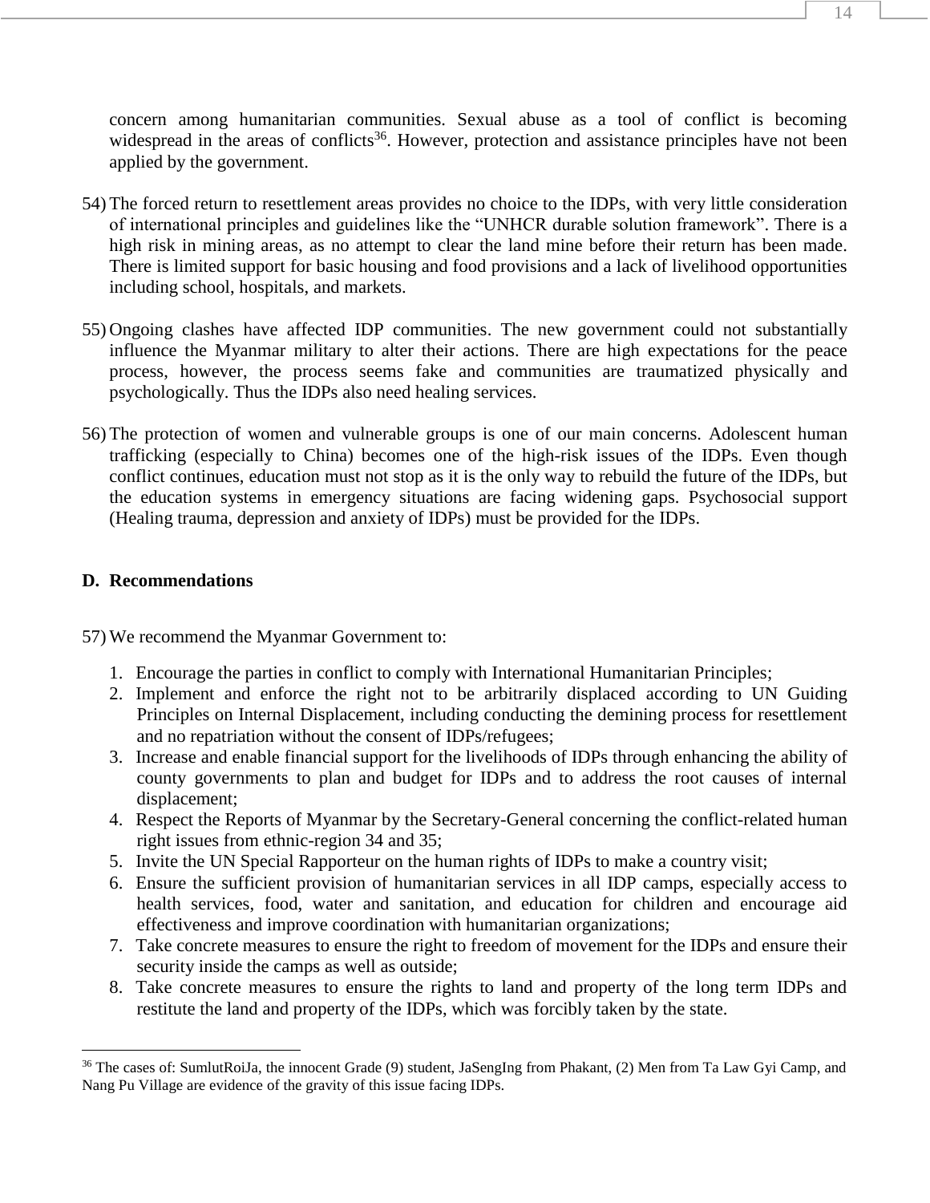concern among humanitarian communities. Sexual abuse as a tool of conflict is becoming widespread in the areas of conflicts[36]. However, protection and assistance principles have not been applied by the government.

54) The forced return to resettlement areas provides no choice to the IDPs, with very little consideration of international principles and guidelines like the "UNHCR durable solution framework". There is a high risk in mining areas, as no attempt to clear the land mine before their return has been made. There is limited support for basic housing and food provisions and a lack of livelihood opportunities including school, hospitals, and markets.

55) Ongoing clashes have affected IDP communities. The new government could not substantially influence the Myanmar military to alter their actions. There are high expectations for the peace process, however, the process seems fake and communities are traumatized physically and psychologically. Thus the IDPs also need healing services.

56) The protection of women and vulnerable groups is one of our main concerns. Adolescent human trafficking (especially to China) becomes one of the high-risk issues of the IDPs. Even though conflict continues, education must not stop as it is the only way to rebuild the future of the IDPs, but the education systems in emergency situations are facing widening gaps. Psychosocial support (Healing trauma, depression and anxiety of IDPs) must be provided for the IDPs.

## D. Recommendations

57) We recommend the Myanmar Government to:

1. Encourage the parties in conflict to comply with International Humanitarian Principles;
2. Implement and enforce the right not to be arbitrarily displaced according to UN Guiding Principles on Internal Displacement, including conducting the demining process for resettlement and no repatriation without the consent of IDPs/refugees;
3. Increase and enable financial support for the livelihoods of IDPs through enhancing the ability of county governments to plan and budget for IDPs and to address the root causes of internal displacement;
4. Respect the Reports of Myanmar by the Secretary-General concerning the conflict-related human right issues from ethnic-region 34 and 35;
5. Invite the UN Special Rapporteur on the human rights of IDPs to make a country visit;
6. Ensure the sufficient provision of humanitarian services in all IDP camps, especially access to health services, food, water and sanitation, and education for children and encourage aid effectiveness and improve coordination with humanitarian organizations;
7. Take concrete measures to ensure the right to freedom of movement for the IDPs and ensure their security inside the camps as well as outside;
8. Take concrete measures to ensure the rights to land and property of the long term IDPs and restitute the land and property of the IDPs, which was forcibly taken by the state.

---

[36] The cases of: SumlutRoiJa, the innocent Grade (9) student, JaSengIng from Phakant, (2) Men from Ta Law Gyi Camp, and Nang Pu Village are evidence of the gravity of this issue facing IDPs.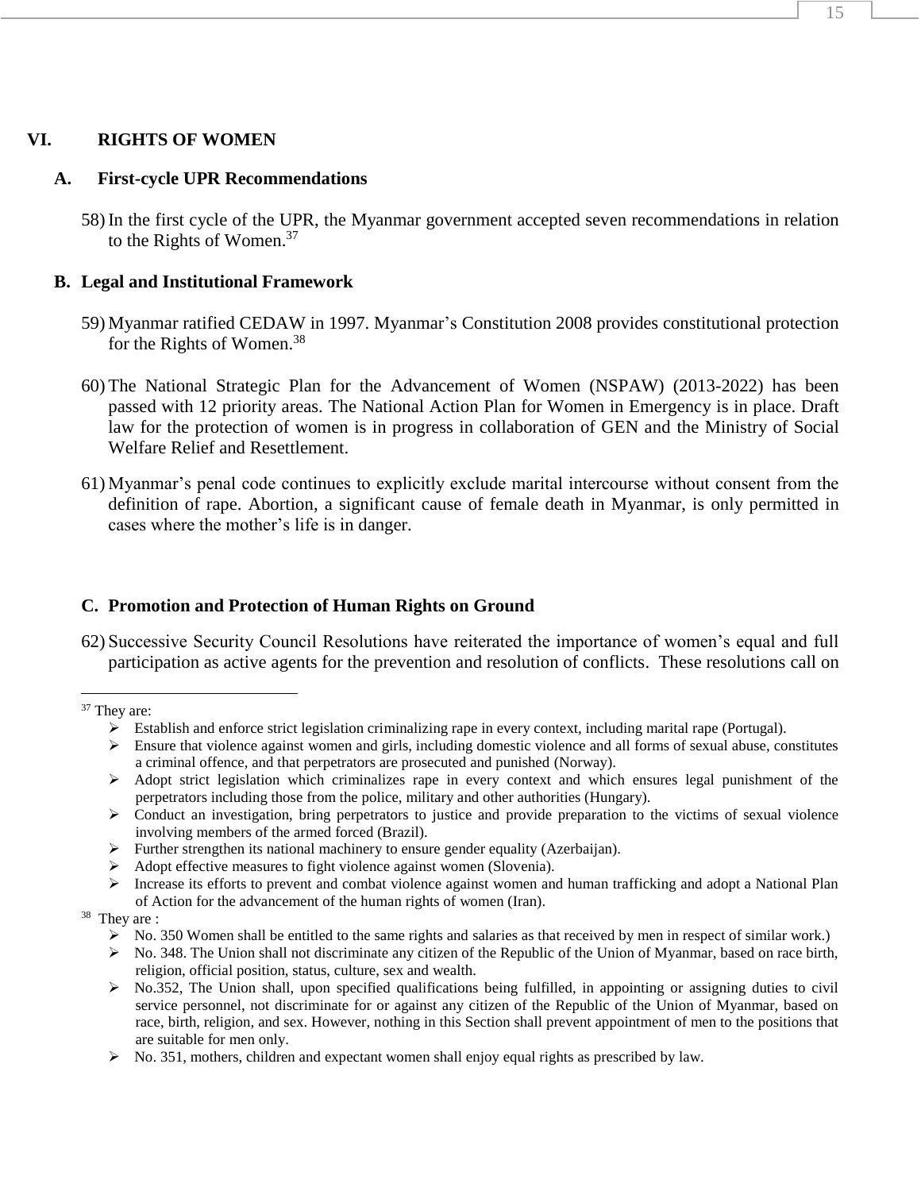## VI. RIGHTS OF WOMEN

### A. First-cycle UPR Recommendations

58) In the first cycle of the UPR, the Myanmar government accepted seven recommendations in relation to the Rights of Women.[37]

### B. Legal and Institutional Framework

59) Myanmar ratified CEDAW in 1997. Myanmar's Constitution 2008 provides constitutional protection for the Rights of Women.[38]

60) The National Strategic Plan for the Advancement of Women (NSPAW) (2013-2022) has been passed with 12 priority areas. The National Action Plan for Women in Emergency is in place. Draft law for the protection of women is in progress in collaboration of GEN and the Ministry of Social Welfare Relief and Resettlement.

61) Myanmar's penal code continues to explicitly exclude marital intercourse without consent from the definition of rape. Abortion, a significant cause of female death in Myanmar, is only permitted in cases where the mother's life is in danger.

### C. Promotion and Protection of Human Rights on Ground

62) Successive Security Council Resolutions have reiterated the importance of women's equal and full participation as active agents for the prevention and resolution of conflicts. These resolutions call on

---

[37] They are:

- Establish and enforce strict legislation criminalizing rape in every context, including marital rape (Portugal).
- Ensure that violence against women and girls, including domestic violence and all forms of sexual abuse, constitutes a criminal offence, and that perpetrators are prosecuted and punished (Norway).
- Adopt strict legislation which criminalizes rape in every context and which ensures legal punishment of the perpetrators including those from the police, military and other authorities (Hungary).
- Conduct an investigation, bring perpetrators to justice and provide preparation to the victims of sexual violence involving members of the armed forced (Brazil).
- Further strengthen its national machinery to ensure gender equality (Azerbaijan).
- Adopt effective measures to fight violence against women (Slovenia).
- Increase its efforts to prevent and combat violence against women and human trafficking and adopt a National Plan of Action for the advancement of the human rights of women (Iran).

[38] They are :

- No. 350 Women shall be entitled to the same rights and salaries as that received by men in respect of similar work.)
- No. 348. The Union shall not discriminate any citizen of the Republic of the Union of Myanmar, based on race birth, religion, official position, status, culture, sex and wealth.
- No.352, The Union shall, upon specified qualifications being fulfilled, in appointing or assigning duties to civil service personnel, not discriminate for or against any citizen of the Republic of the Union of Myanmar, based on race, birth, religion, and sex. However, nothing in this Section shall prevent appointment of men to the positions that are suitable for men only.
- No. 351, mothers, children and expectant women shall enjoy equal rights as prescribed by law.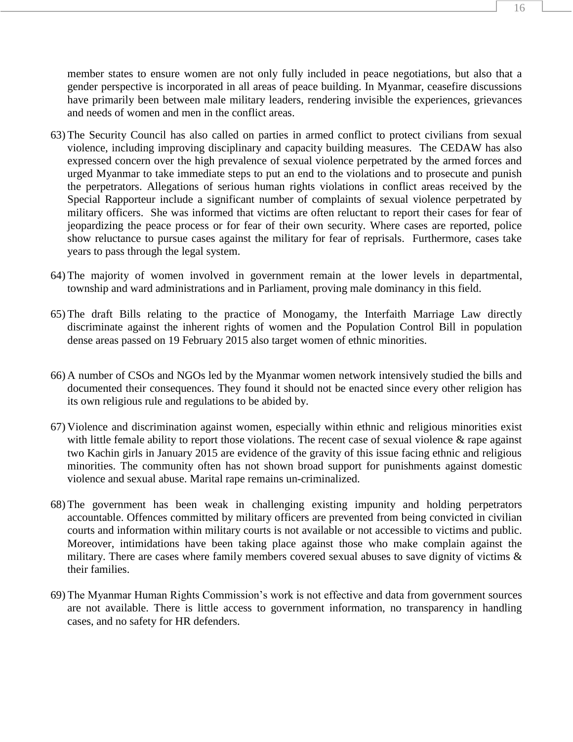member states to ensure women are not only fully included in peace negotiations, but also that a gender perspective is incorporated in all areas of peace building. In Myanmar, ceasefire discussions have primarily been between male military leaders, rendering invisible the experiences, grievances and needs of women and men in the conflict areas.

63) The Security Council has also called on parties in armed conflict to protect civilians from sexual violence, including improving disciplinary and capacity building measures. The CEDAW has also expressed concern over the high prevalence of sexual violence perpetrated by the armed forces and urged Myanmar to take immediate steps to put an end to the violations and to prosecute and punish the perpetrators. Allegations of serious human rights violations in conflict areas received by the Special Rapporteur include a significant number of complaints of sexual violence perpetrated by military officers. She was informed that victims are often reluctant to report their cases for fear of jeopardizing the peace process or for fear of their own security. Where cases are reported, police show reluctance to pursue cases against the military for fear of reprisals. Furthermore, cases take years to pass through the legal system.

64) The majority of women involved in government remain at the lower levels in departmental, township and ward administrations and in Parliament, proving male dominancy in this field.

65) The draft Bills relating to the practice of Monogamy, the Interfaith Marriage Law directly discriminate against the inherent rights of women and the Population Control Bill in population dense areas passed on 19 February 2015 also target women of ethnic minorities.

66) A number of CSOs and NGOs led by the Myanmar women network intensively studied the bills and documented their consequences. They found it should not be enacted since every other religion has its own religious rule and regulations to be abided by.

67) Violence and discrimination against women, especially within ethnic and religious minorities exist with little female ability to report those violations. The recent case of sexual violence & rape against two Kachin girls in January 2015 are evidence of the gravity of this issue facing ethnic and religious minorities. The community often has not shown broad support for punishments against domestic violence and sexual abuse. Marital rape remains un-criminalized.

68) The government has been weak in challenging existing impunity and holding perpetrators accountable. Offences committed by military officers are prevented from being convicted in civilian courts and information within military courts is not available or not accessible to victims and public. Moreover, intimidations have been taking place against those who make complain against the military. There are cases where family members covered sexual abuses to save dignity of victims & their families.

69) The Myanmar Human Rights Commission's work is not effective and data from government sources are not available. There is little access to government information, no transparency in handling cases, and no safety for HR defenders.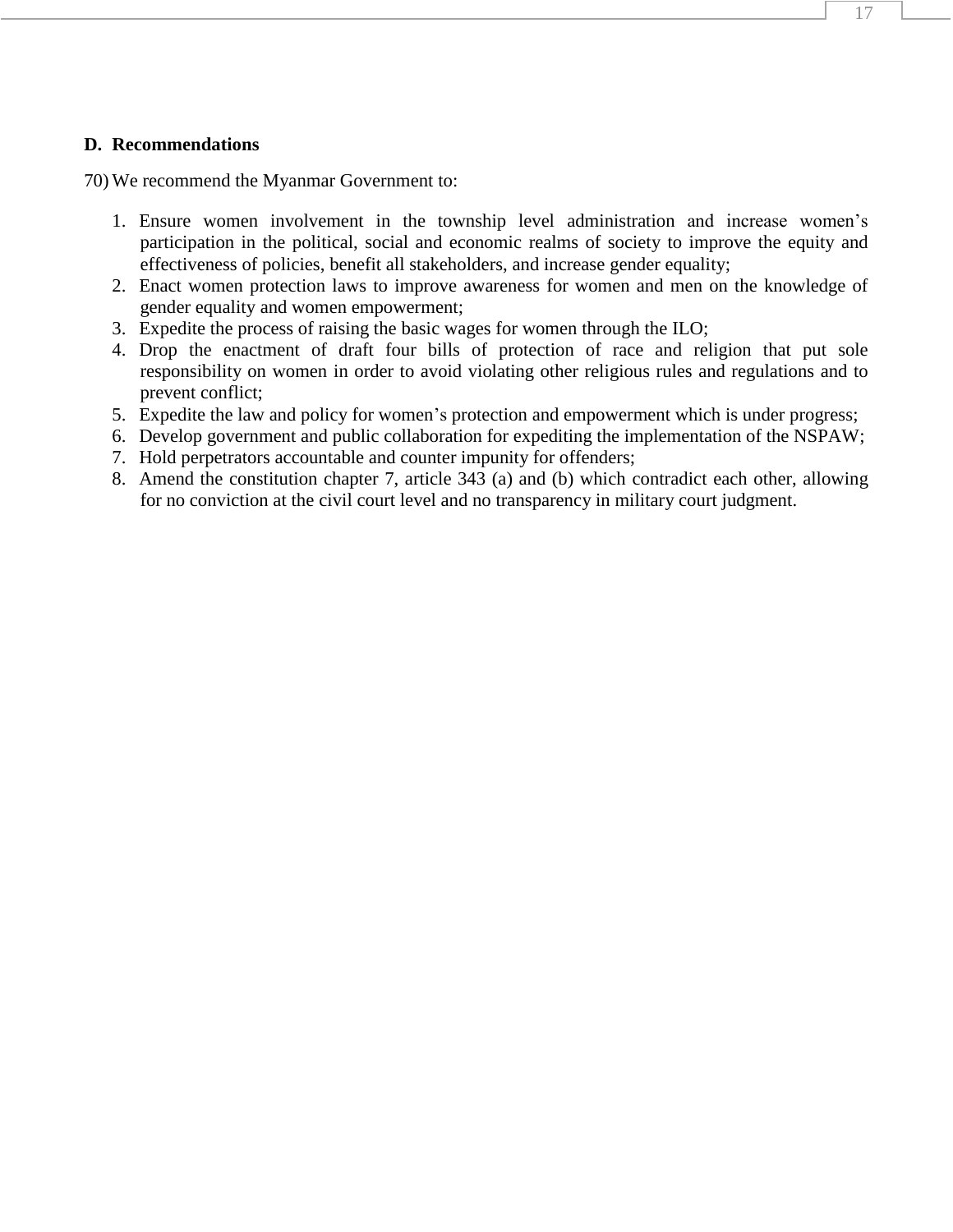## D. Recommendations

70) We recommend the Myanmar Government to:

1. Ensure women involvement in the township level administration and increase women's participation in the political, social and economic realms of society to improve the equity and effectiveness of policies, benefit all stakeholders, and increase gender equality;
2. Enact women protection laws to improve awareness for women and men on the knowledge of gender equality and women empowerment;
3. Expedite the process of raising the basic wages for women through the ILO;
4. Drop the enactment of draft four bills of protection of race and religion that put sole responsibility on women in order to avoid violating other religious rules and regulations and to prevent conflict;
5. Expedite the law and policy for women's protection and empowerment which is under progress;
6. Develop government and public collaboration for expediting the implementation of the NSPAW;
7. Hold perpetrators accountable and counter impunity for offenders;
8. Amend the constitution chapter 7, article 343 (a) and (b) which contradict each other, allowing for no conviction at the civil court level and no transparency in military court judgment.